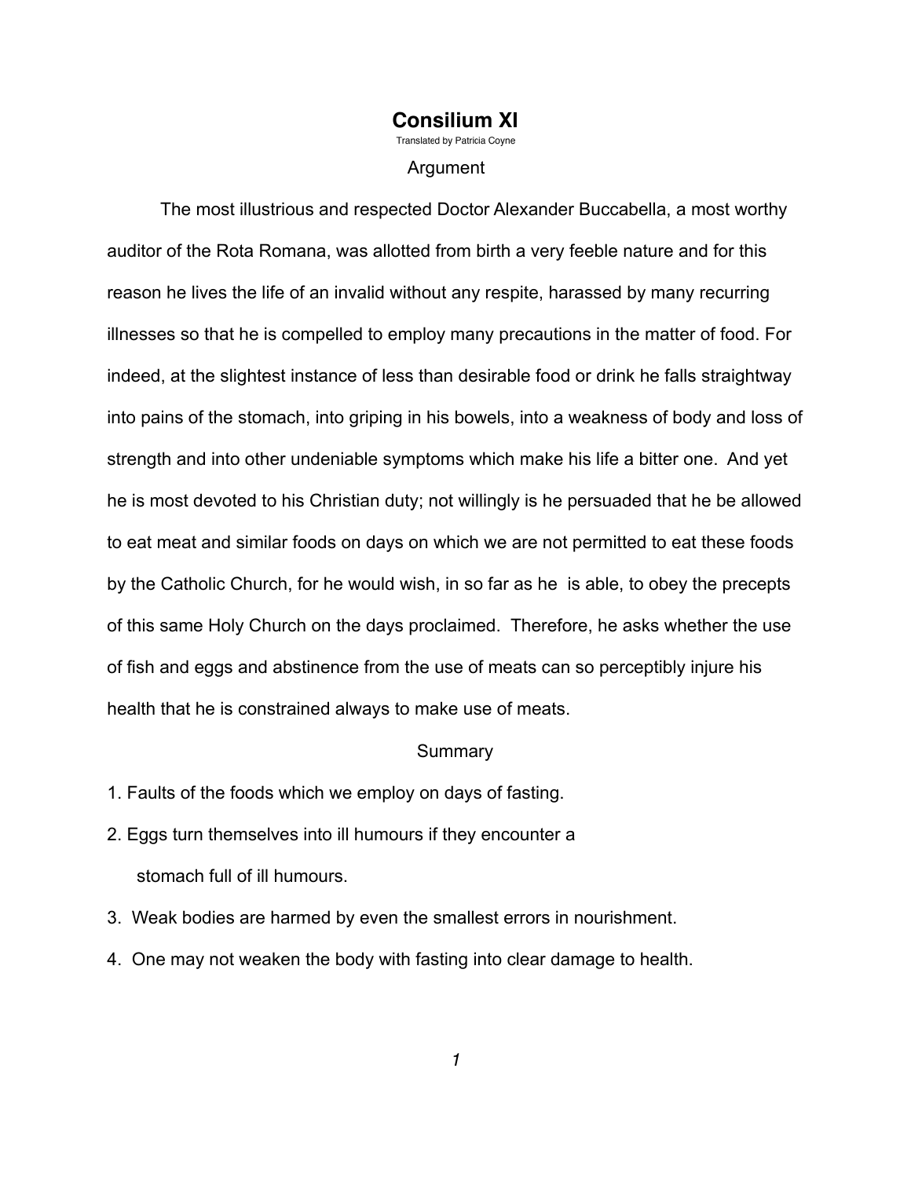# Consilium XI

Translated by Patricia Coyne

Argument

The most illustrious and respected Doctor Alexander Buccabella, a most worthy auditor of the Rota Romana, was allotted from birth a very feeble nature and for this reason he lives the life of an invalid without any respite, harassed by many recurring illnesses so that he is compelled to employ many precautions in the matter of food. For indeed, at the slightest instance of less than desirable food or drink he falls straightway into pains of the stomach, into griping in his bowels, into a weakness of body and loss of strength and into other undeniable symptoms which make his life a bitter one. And yet he is most devoted to his Christian duty; not willingly is he persuaded that he be allowed to eat meat and similar foods on days on which we are not permitted to eat these foods by the Catholic Church, for he would wish, in so far as he is able, to obey the precepts of this same Holy Church on the days proclaimed. Therefore, he asks whether the use of fish and eggs and abstinence from the use of meats can so perceptibly injure his health that he is constrained always to make use of meats.

Summary

1. Faults of the foods which we employ on days of fasting.
2. Eggs turn themselves into ill humours if they encounter a stomach full of ill humours.
3. Weak bodies are harmed by even the smallest errors in nourishment.
4. One may not weaken the body with fasting into clear damage to health.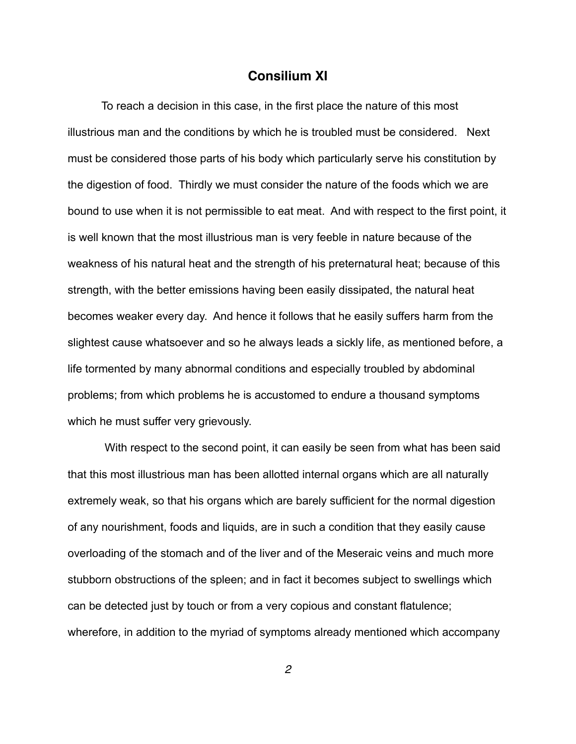## Consilium XI

To reach a decision in this case, in the first place the nature of this most illustrious man and the conditions by which he is troubled must be considered. Next must be considered those parts of his body which particularly serve his constitution by the digestion of food. Thirdly we must consider the nature of the foods which we are bound to use when it is not permissible to eat meat. And with respect to the first point, it is well known that the most illustrious man is very feeble in nature because of the weakness of his natural heat and the strength of his preternatural heat; because of this strength, with the better emissions having been easily dissipated, the natural heat becomes weaker every day. And hence it follows that he easily suffers harm from the slightest cause whatsoever and so he always leads a sickly life, as mentioned before, a life tormented by many abnormal conditions and especially troubled by abdominal problems; from which problems he is accustomed to endure a thousand symptoms which he must suffer very grievously.

With respect to the second point, it can easily be seen from what has been said that this most illustrious man has been allotted internal organs which are all naturally extremely weak, so that his organs which are barely sufficient for the normal digestion of any nourishment, foods and liquids, are in such a condition that they easily cause overloading of the stomach and of the liver and of the Meseraic veins and much more stubborn obstructions of the spleen; and in fact it becomes subject to swellings which can be detected just by touch or from a very copious and constant flatulence; wherefore, in addition to the myriad of symptoms already mentioned which accompany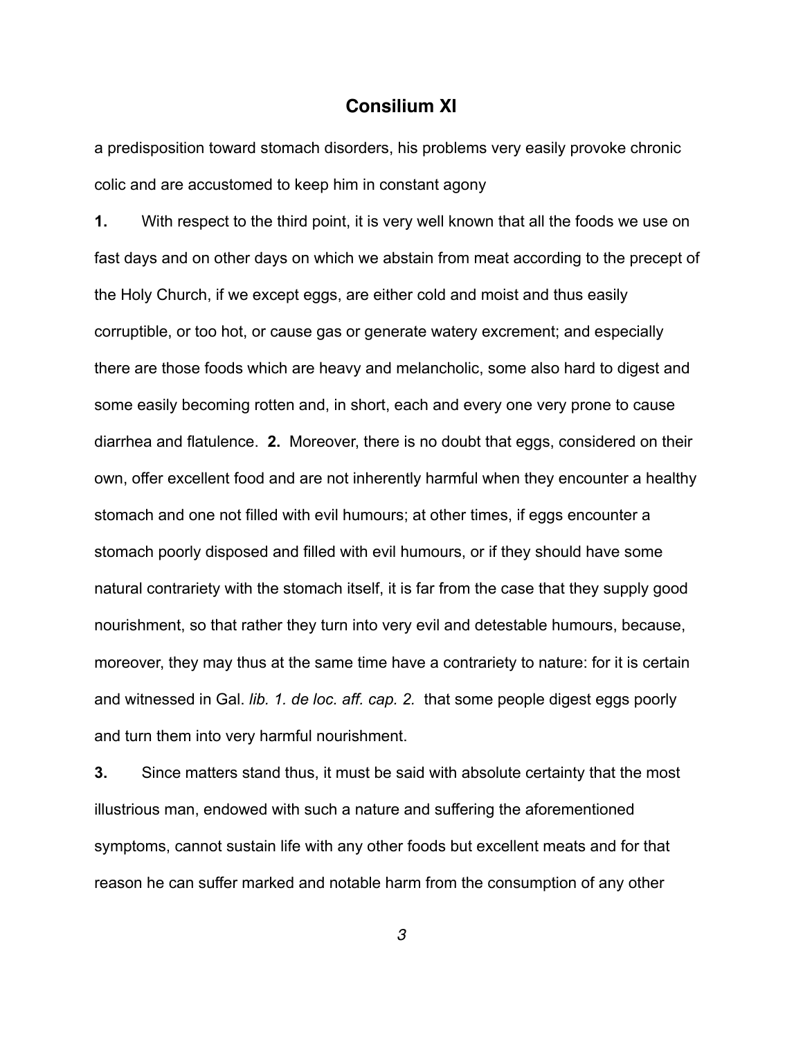## Consilium XI

a predisposition toward stomach disorders, his problems very easily provoke chronic colic and are accustomed to keep him in constant agony

**1.** With respect to the third point, it is very well known that all the foods we use on fast days and on other days on which we abstain from meat according to the precept of the Holy Church, if we except eggs, are either cold and moist and thus easily corruptible, or too hot, or cause gas or generate watery excrement; and especially there are those foods which are heavy and melancholic, some also hard to digest and some easily becoming rotten and, in short, each and every one very prone to cause diarrhea and flatulence. **2.** Moreover, there is no doubt that eggs, considered on their own, offer excellent food and are not inherently harmful when they encounter a healthy stomach and one not filled with evil humours; at other times, if eggs encounter a stomach poorly disposed and filled with evil humours, or if they should have some natural contrariety with the stomach itself, it is far from the case that they supply good nourishment, so that rather they turn into very evil and detestable humours, because, moreover, they may thus at the same time have a contrariety to nature: for it is certain and witnessed in Gal. *lib. 1. de loc. aff. cap. 2.* that some people digest eggs poorly and turn them into very harmful nourishment.

**3.** Since matters stand thus, it must be said with absolute certainty that the most illustrious man, endowed with such a nature and suffering the aforementioned symptoms, cannot sustain life with any other foods but excellent meats and for that reason he can suffer marked and notable harm from the consumption of any other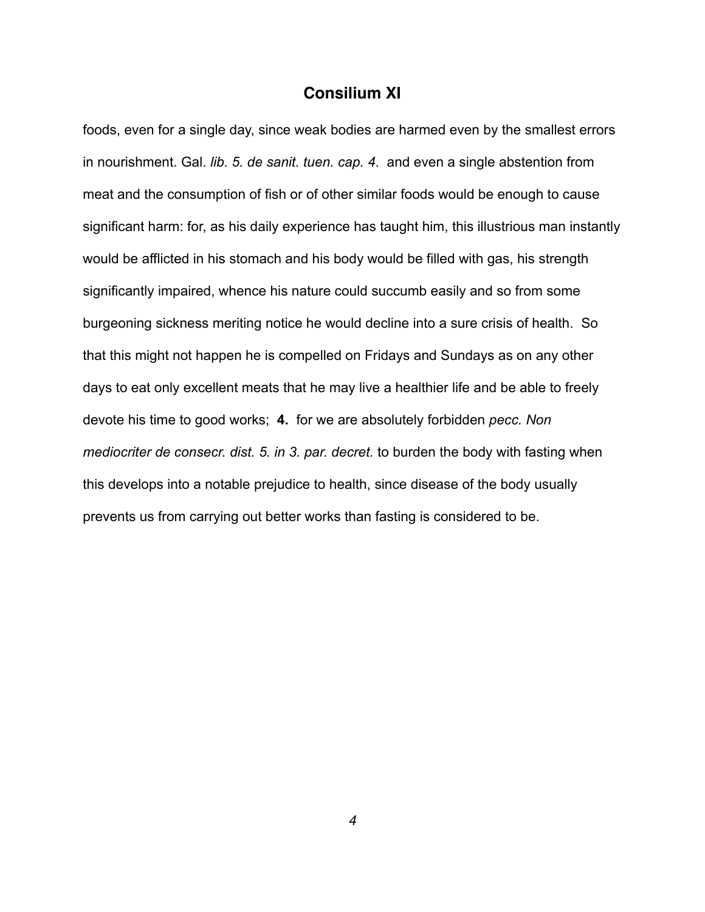# Consilium XI

foods, even for a single day, since weak bodies are harmed even by the smallest errors in nourishment. Gal. *lib. 5. de sanit. tuen. cap. 4*. and even a single abstention from meat and the consumption of fish or of other similar foods would be enough to cause significant harm: for, as his daily experience has taught him, this illustrious man instantly would be afflicted in his stomach and his body would be filled with gas, his strength significantly impaired, whence his nature could succumb easily and so from some burgeoning sickness meriting notice he would decline into a sure crisis of health. So that this might not happen he is compelled on Fridays and Sundays as on any other days to eat only excellent meats that he may live a healthier life and be able to freely devote his time to good works; **4.** for we are absolutely forbidden *pecc. Non mediocriter de consecr. dist. 5. in 3. par. decret.* to burden the body with fasting when this develops into a notable prejudice to health, since disease of the body usually prevents us from carrying out better works than fasting is considered to be.